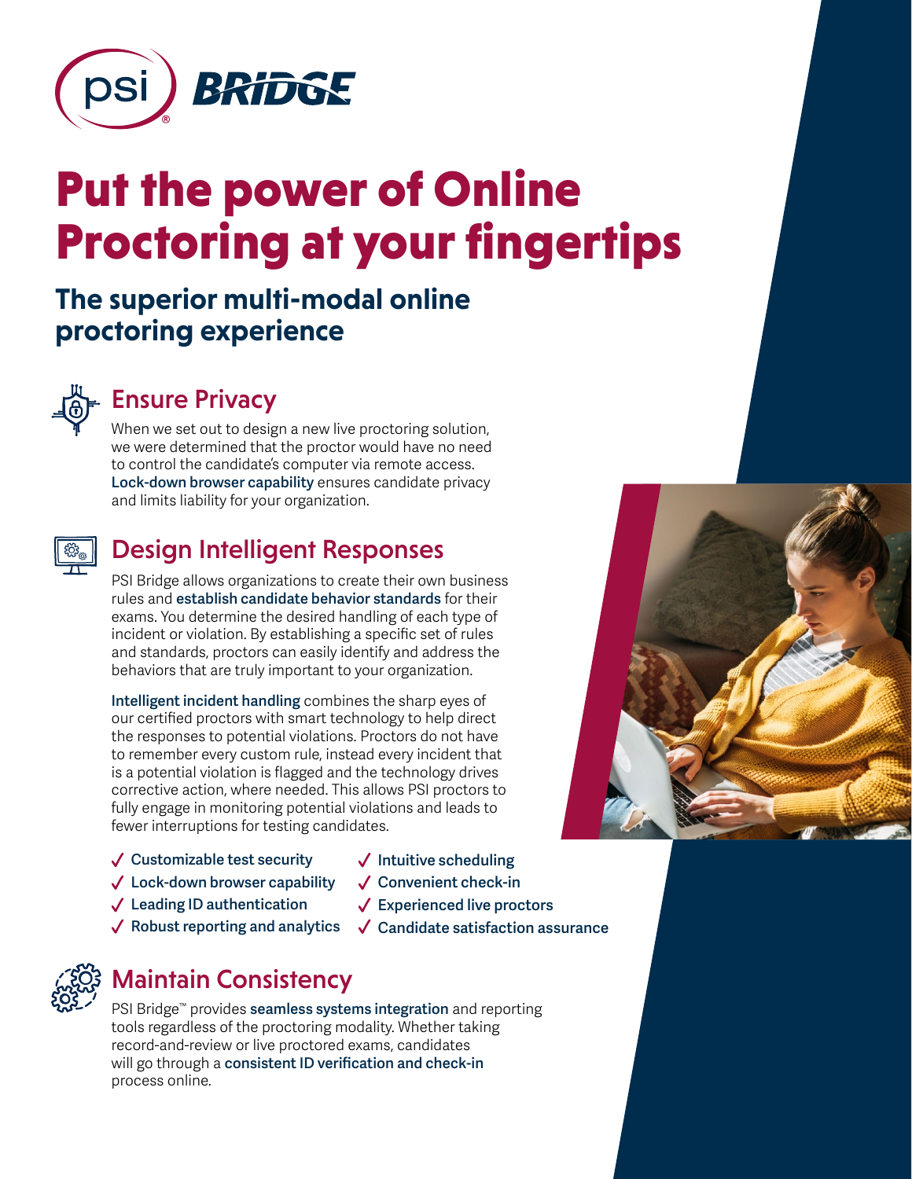psi BRIDGE

# Put the power of Online Proctoring at your fingertips

## The superior multi-modal online proctoring experience

### Ensure Privacy

When we set out to design a new live proctoring solution, we were determined that the proctor would have no need to control the candidate's computer via remote access. **Lock-down browser capability** ensures candidate privacy and limits liability for your organization.

### Design Intelligent Responses

PSI Bridge allows organizations to create their own business rules and **establish candidate behavior standards** for their exams. You determine the desired handling of each type of incident or violation. By establishing a specific set of rules and standards, proctors can easily identify and address the behaviors that are truly important to your organization.

**Intelligent incident handling** combines the sharp eyes of our certified proctors with smart technology to help direct the responses to potential violations. Proctors do not have to remember every custom rule, instead every incident that is a potential violation is flagged and the technology drives corrective action, where needed. This allows PSI proctors to fully engage in monitoring potential violations and leads to fewer interruptions for testing candidates.

- ✓ Customizable test security
- ✓ Lock-down browser capability
- ✓ Leading ID authentication
- ✓ Robust reporting and analytics
- ✓ Intuitive scheduling
- ✓ Convenient check-in
- ✓ Experienced live proctors
- ✓ Candidate satisfaction assurance

### Maintain Consistency

PSI Bridge™ provides **seamless systems integration** and reporting tools regardless of the proctoring modality. Whether taking record-and-review or live proctored exams, candidates will go through a **consistent ID verification and check-in** process online.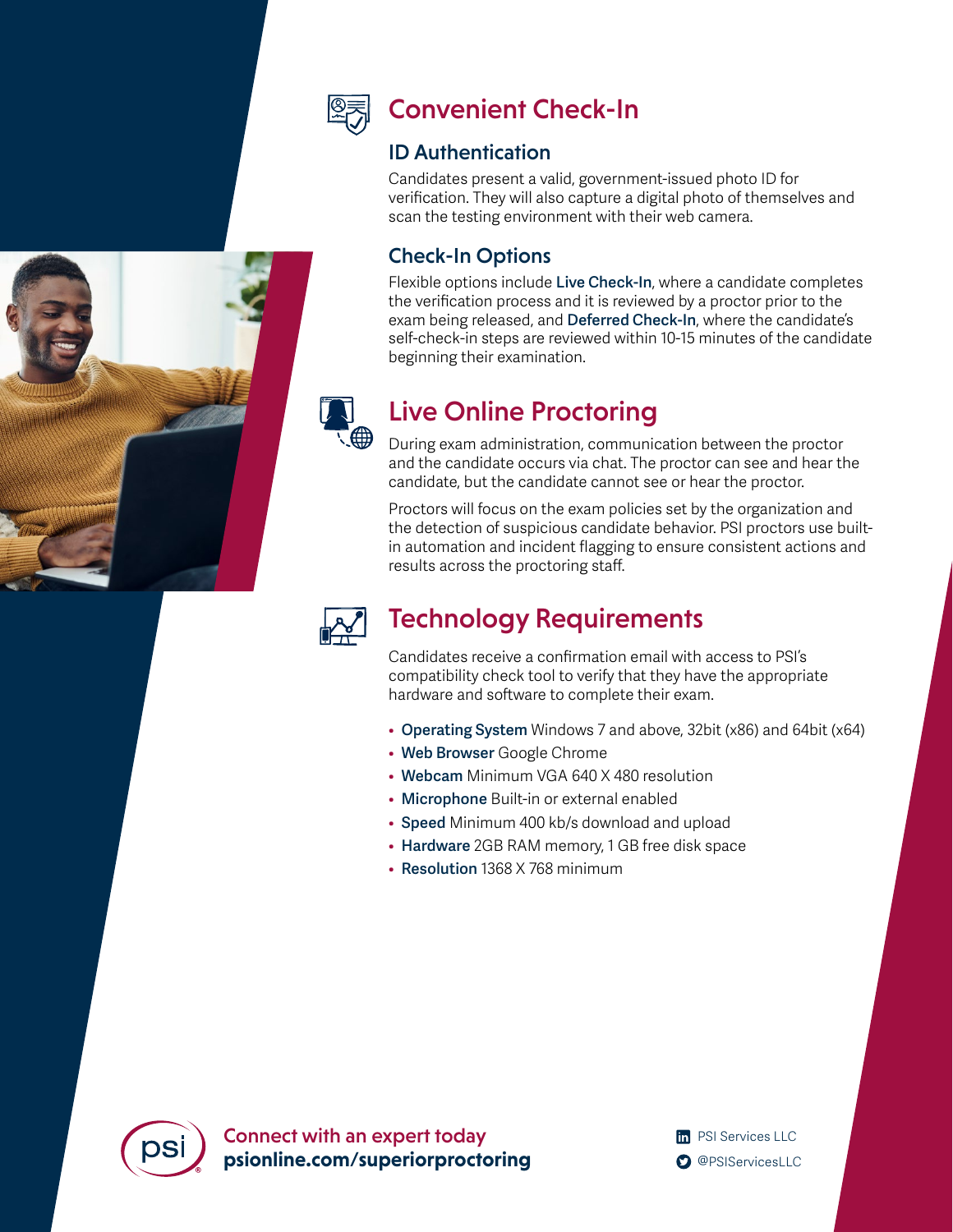## Convenient Check-In

### ID Authentication

Candidates present a valid, government-issued photo ID for verification. They will also capture a digital photo of themselves and scan the testing environment with their web camera.

### Check-In Options

Flexible options include **Live Check-In**, where a candidate completes the verification process and it is reviewed by a proctor prior to the exam being released, and **Deferred Check-In**, where the candidate's self-check-in steps are reviewed within 10-15 minutes of the candidate beginning their examination.

## Live Online Proctoring

During exam administration, communication between the proctor and the candidate occurs via chat. The proctor can see and hear the candidate, but the candidate cannot see or hear the proctor.

Proctors will focus on the exam policies set by the organization and the detection of suspicious candidate behavior. PSI proctors use built-in automation and incident flagging to ensure consistent actions and results across the proctoring staff.

## Technology Requirements

Candidates receive a confirmation email with access to PSI's compatibility check tool to verify that they have the appropriate hardware and software to complete their exam.

- **Operating System** Windows 7 and above, 32bit (x86) and 64bit (x64)
- **Web Browser** Google Chrome
- **Webcam** Minimum VGA 640 X 480 resolution
- **Microphone** Built-in or external enabled
- **Speed** Minimum 400 kb/s download and upload
- **Hardware** 2GB RAM memory, 1 GB free disk space
- **Resolution** 1368 X 768 minimum

psi

**Connect with an expert today**
**psionline.com/superiorproctoring**

PSI Services LLC

@PSIServicesLLC